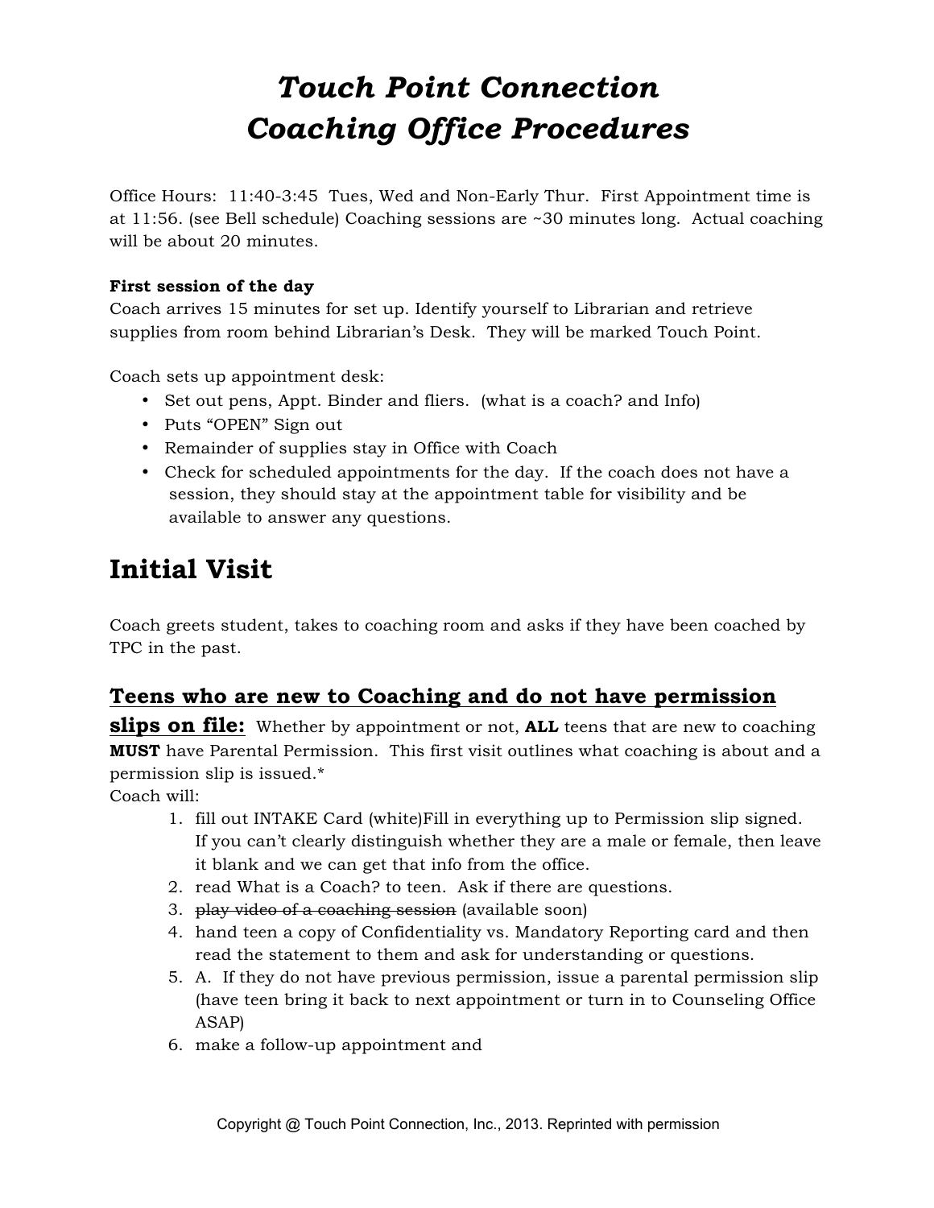# *Touch Point Connection*
# *Coaching Office Procedures*

Office Hours: 11:40-3:45 Tues, Wed and Non-Early Thur. First Appointment time is at 11:56. (see Bell schedule) Coaching sessions are ~30 minutes long. Actual coaching will be about 20 minutes.

**First session of the day**
Coach arrives 15 minutes for set up. Identify yourself to Librarian and retrieve supplies from room behind Librarian's Desk. They will be marked Touch Point.

Coach sets up appointment desk:

- Set out pens, Appt. Binder and fliers. (what is a coach? and Info)
- Puts "OPEN" Sign out
- Remainder of supplies stay in Office with Coach
- Check for scheduled appointments for the day. If the coach does not have a session, they should stay at the appointment table for visibility and be available to answer any questions.

# Initial Visit

Coach greets student, takes to coaching room and asks if they have been coached by TPC in the past.

## Teens who are new to Coaching and do not have permission slips on file:

Whether by appointment or not, **ALL** teens that are new to coaching **MUST** have Parental Permission. This first visit outlines what coaching is about and a permission slip is issued.*

Coach will:

1. fill out INTAKE Card (white)Fill in everything up to Permission slip signed. If you can't clearly distinguish whether they are a male or female, then leave it blank and we can get that info from the office.
2. read What is a Coach? to teen. Ask if there are questions.
3. ~~play video of a coaching session~~ (available soon)
4. hand teen a copy of Confidentiality vs. Mandatory Reporting card and then read the statement to them and ask for understanding or questions.
5. A. If they do not have previous permission, issue a parental permission slip (have teen bring it back to next appointment or turn in to Counseling Office ASAP)
6. make a follow-up appointment and

Copyright @ Touch Point Connection, Inc., 2013. Reprinted with permission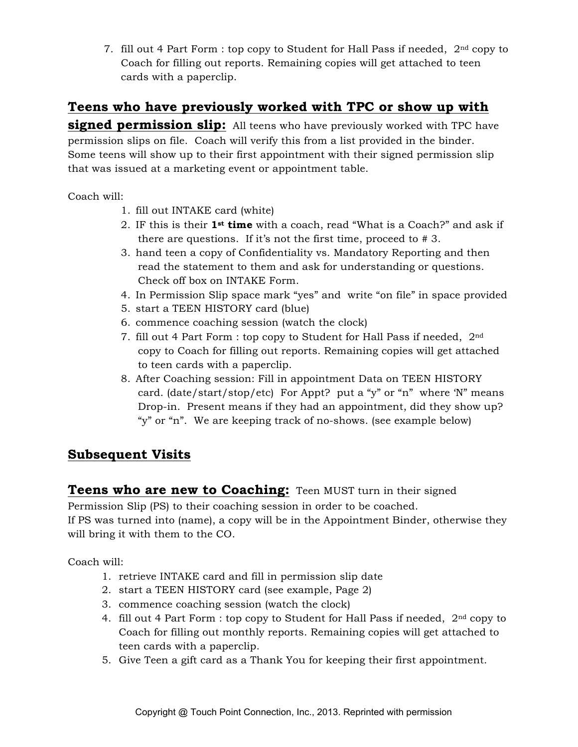7. fill out 4 Part Form : top copy to Student for Hall Pass if needed, 2nd copy to Coach for filling out reports. Remaining copies will get attached to teen cards with a paperclip.

## Teens who have previously worked with TPC or show up with signed permission slip:

All teens who have previously worked with TPC have permission slips on file. Coach will verify this from a list provided in the binder. Some teens will show up to their first appointment with their signed permission slip that was issued at a marketing event or appointment table.

Coach will:

1. fill out INTAKE card (white)
2. IF this is their **1st time** with a coach, read "What is a Coach?" and ask if there are questions. If it's not the first time, proceed to # 3.
3. hand teen a copy of Confidentiality vs. Mandatory Reporting and then read the statement to them and ask for understanding or questions. Check off box on INTAKE Form.
4. In Permission Slip space mark "yes" and write "on file" in space provided
5. start a TEEN HISTORY card (blue)
6. commence coaching session (watch the clock)
7. fill out 4 Part Form : top copy to Student for Hall Pass if needed, 2nd copy to Coach for filling out reports. Remaining copies will get attached to teen cards with a paperclip.
8. After Coaching session: Fill in appointment Data on TEEN HISTORY card. (date/start/stop/etc) For Appt? put a "y" or "n" where 'N" means Drop-in. Present means if they had an appointment, did they show up? "y" or "n". We are keeping track of no-shows. (see example below)

## Subsequent Visits

## Teens who are new to Coaching:

Teen MUST turn in their signed Permission Slip (PS) to their coaching session in order to be coached. If PS was turned into (name), a copy will be in the Appointment Binder, otherwise they will bring it with them to the CO.

Coach will:

1. retrieve INTAKE card and fill in permission slip date
2. start a TEEN HISTORY card (see example, Page 2)
3. commence coaching session (watch the clock)
4. fill out 4 Part Form : top copy to Student for Hall Pass if needed, 2nd copy to Coach for filling out monthly reports. Remaining copies will get attached to teen cards with a paperclip.
5. Give Teen a gift card as a Thank You for keeping their first appointment.

Copyright @ Touch Point Connection, Inc., 2013. Reprinted with permission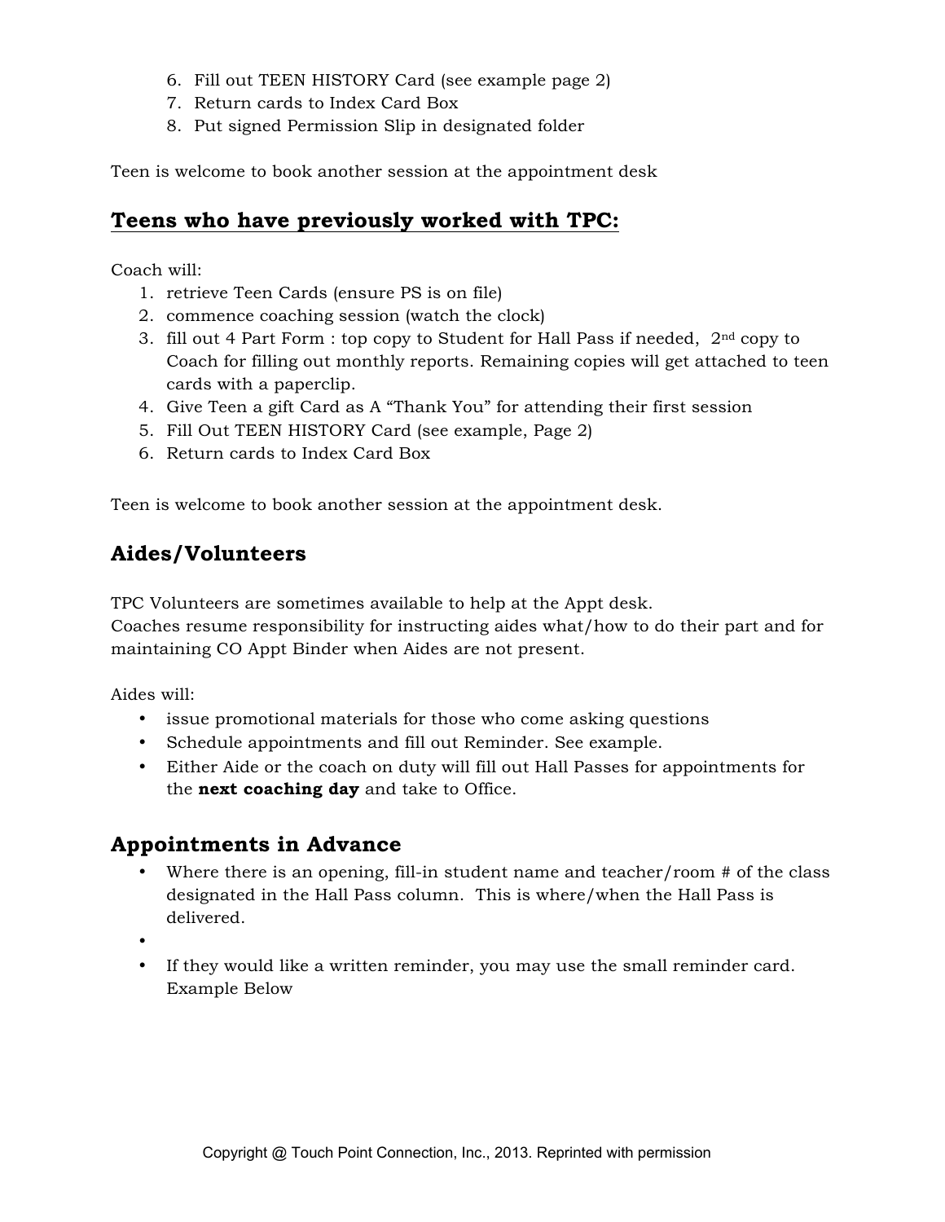6. Fill out TEEN HISTORY Card (see example page 2)
7. Return cards to Index Card Box
8. Put signed Permission Slip in designated folder

Teen is welcome to book another session at the appointment desk

## **Teens who have previously worked with TPC:**

Coach will:

1. retrieve Teen Cards (ensure PS is on file)
2. commence coaching session (watch the clock)
3. fill out 4 Part Form : top copy to Student for Hall Pass if needed, 2nd copy to Coach for filling out monthly reports. Remaining copies will get attached to teen cards with a paperclip.
4. Give Teen a gift Card as A "Thank You" for attending their first session
5. Fill Out TEEN HISTORY Card (see example, Page 2)
6. Return cards to Index Card Box

Teen is welcome to book another session at the appointment desk.

## Aides/Volunteers

TPC Volunteers are sometimes available to help at the Appt desk.
Coaches resume responsibility for instructing aides what/how to do their part and for maintaining CO Appt Binder when Aides are not present.

Aides will:

- issue promotional materials for those who come asking questions
- Schedule appointments and fill out Reminder. See example.
- Either Aide or the coach on duty will fill out Hall Passes for appointments for the **next coaching day** and take to Office.

## Appointments in Advance

- Where there is an opening, fill-in student name and teacher/room # of the class designated in the Hall Pass column. This is where/when the Hall Pass is delivered.
- 
- If they would like a written reminder, you may use the small reminder card. Example Below

Copyright @ Touch Point Connection, Inc., 2013. Reprinted with permission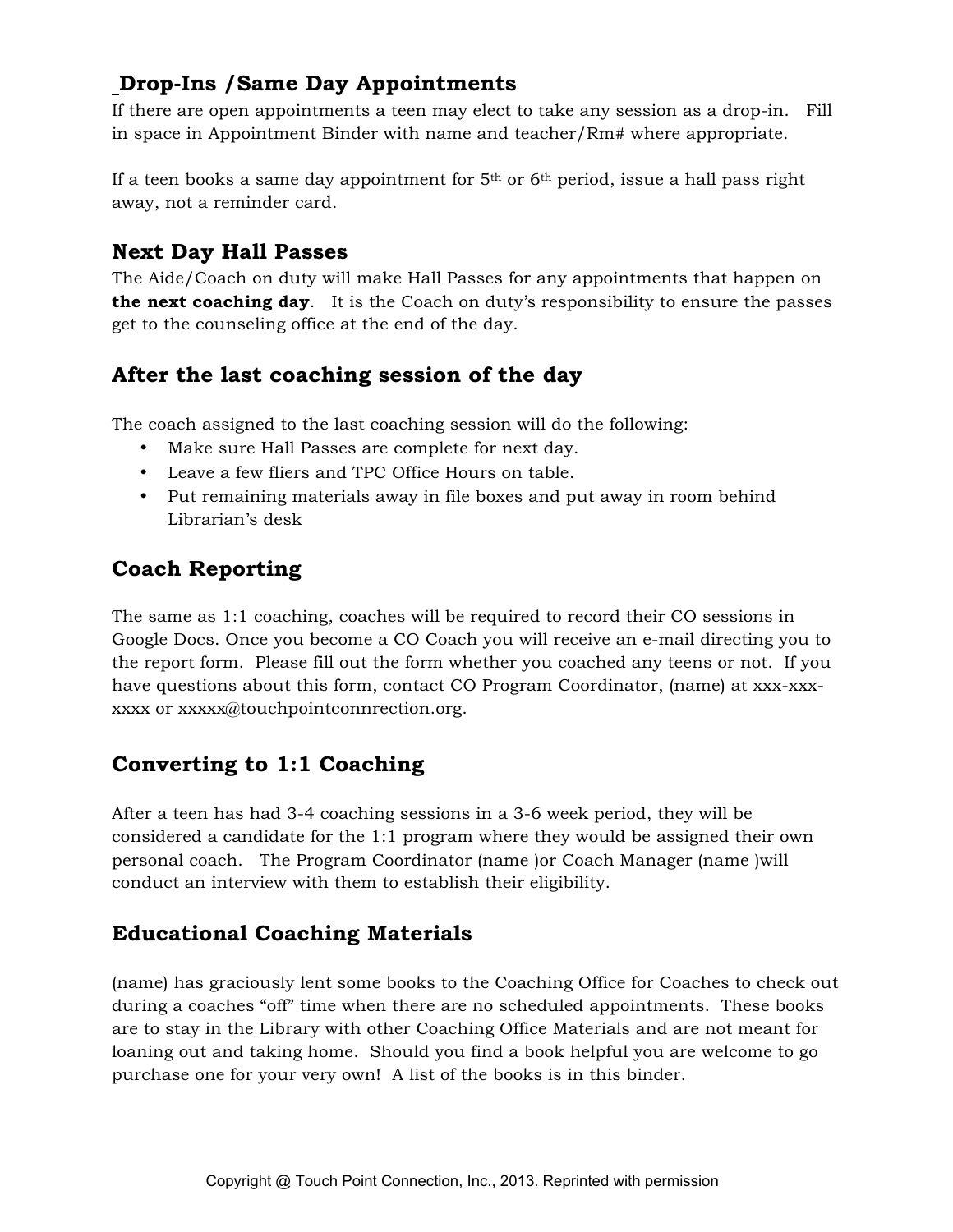## Drop-Ins /Same Day Appointments

If there are open appointments a teen may elect to take any session as a drop-in. Fill in space in Appointment Binder with name and teacher/Rm# where appropriate.

If a teen books a same day appointment for 5th or 6th period, issue a hall pass right away, not a reminder card.

## Next Day Hall Passes

The Aide/Coach on duty will make Hall Passes for any appointments that happen on **the next coaching day**. It is the Coach on duty's responsibility to ensure the passes get to the counseling office at the end of the day.

## After the last coaching session of the day

The coach assigned to the last coaching session will do the following:

- Make sure Hall Passes are complete for next day.
- Leave a few fliers and TPC Office Hours on table.
- Put remaining materials away in file boxes and put away in room behind Librarian's desk

## Coach Reporting

The same as 1:1 coaching, coaches will be required to record their CO sessions in Google Docs. Once you become a CO Coach you will receive an e-mail directing you to the report form. Please fill out the form whether you coached any teens or not. If you have questions about this form, contact CO Program Coordinator, (name) at xxx-xxx-xxxx or xxxxx@touchpointconnrection.org.

## Converting to 1:1 Coaching

After a teen has had 3-4 coaching sessions in a 3-6 week period, they will be considered a candidate for the 1:1 program where they would be assigned their own personal coach. The Program Coordinator (name )or Coach Manager (name )will conduct an interview with them to establish their eligibility.

## Educational Coaching Materials

(name) has graciously lent some books to the Coaching Office for Coaches to check out during a coaches "off" time when there are no scheduled appointments. These books are to stay in the Library with other Coaching Office Materials and are not meant for loaning out and taking home. Should you find a book helpful you are welcome to go purchase one for your very own! A list of the books is in this binder.

Copyright @ Touch Point Connection, Inc., 2013. Reprinted with permission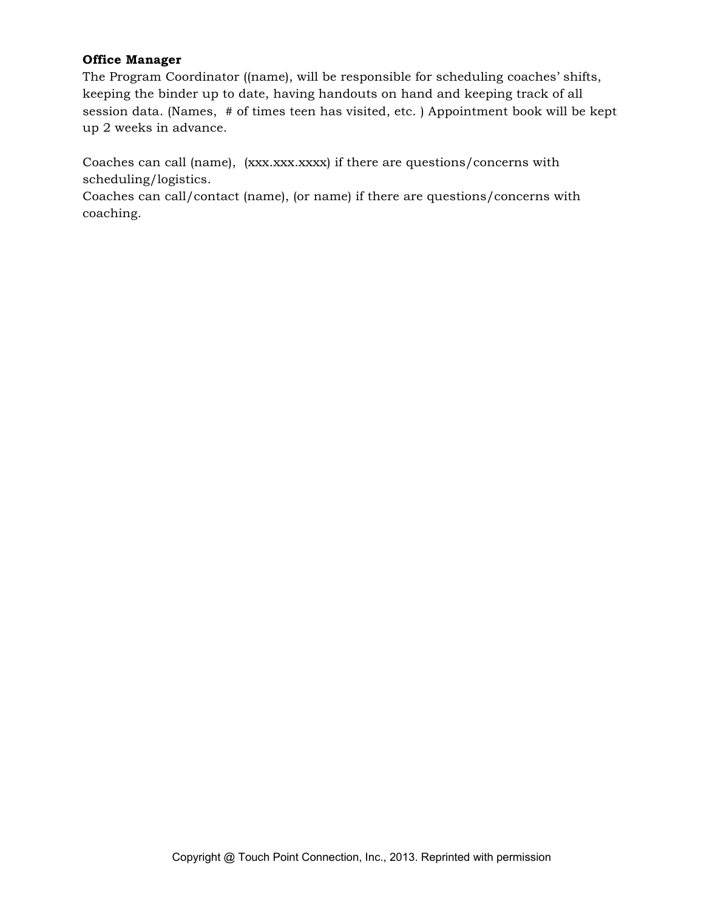**Office Manager**

The Program Coordinator ((name), will be responsible for scheduling coaches' shifts, keeping the binder up to date, having handouts on hand and keeping track of all session data. (Names, # of times teen has visited, etc. ) Appointment book will be kept up 2 weeks in advance.

Coaches can call (name), (xxx.xxx.xxxx) if there are questions/concerns with scheduling/logistics.
Coaches can call/contact (name), (or name) if there are questions/concerns with coaching.

Copyright @ Touch Point Connection, Inc., 2013. Reprinted with permission